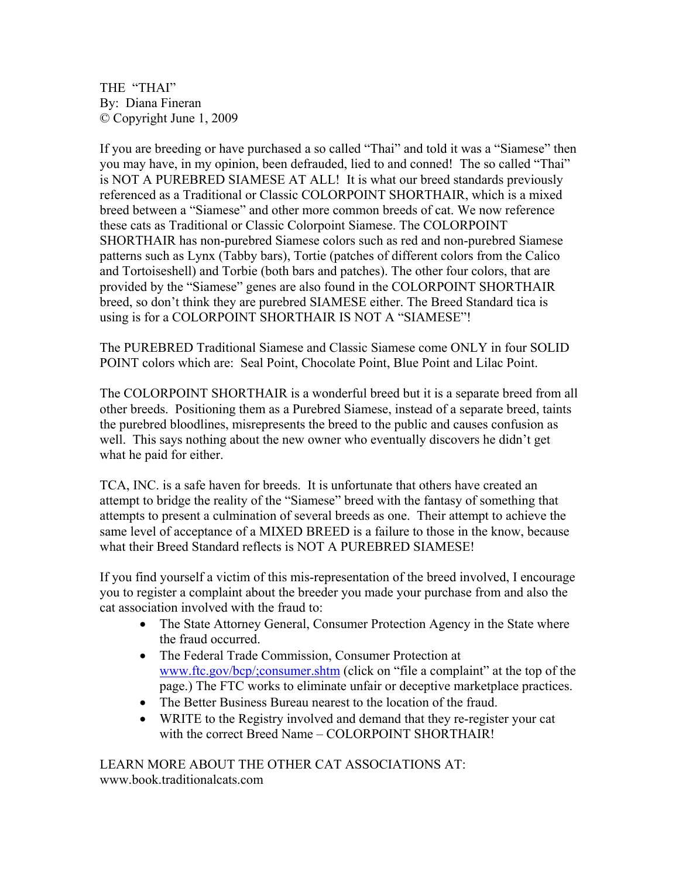THE "THAI"
By: Diana Fineran
© Copyright June 1, 2009

If you are breeding or have purchased a so called "Thai" and told it was a "Siamese" then you may have, in my opinion, been defrauded, lied to and conned! The so called "Thai" is NOT A PUREBRED SIAMESE AT ALL! It is what our breed standards previously referenced as a Traditional or Classic COLORPOINT SHORTHAIR, which is a mixed breed between a "Siamese" and other more common breeds of cat. We now reference these cats as Traditional or Classic Colorpoint Siamese. The COLORPOINT SHORTHAIR has non-purebred Siamese colors such as red and non-purebred Siamese patterns such as Lynx (Tabby bars), Tortie (patches of different colors from the Calico and Tortoiseshell) and Torbie (both bars and patches). The other four colors, that are provided by the "Siamese" genes are also found in the COLORPOINT SHORTHAIR breed, so don't think they are purebred SIAMESE either. The Breed Standard tica is using is for a COLORPOINT SHORTHAIR IS NOT A "SIAMESE"!

The PUREBRED Traditional Siamese and Classic Siamese come ONLY in four SOLID POINT colors which are: Seal Point, Chocolate Point, Blue Point and Lilac Point.

The COLORPOINT SHORTHAIR is a wonderful breed but it is a separate breed from all other breeds. Positioning them as a Purebred Siamese, instead of a separate breed, taints the purebred bloodlines, misrepresents the breed to the public and causes confusion as well. This says nothing about the new owner who eventually discovers he didn't get what he paid for either.

TCA, INC. is a safe haven for breeds. It is unfortunate that others have created an attempt to bridge the reality of the "Siamese" breed with the fantasy of something that attempts to present a culmination of several breeds as one. Their attempt to achieve the same level of acceptance of a MIXED BREED is a failure to those in the know, because what their Breed Standard reflects is NOT A PUREBRED SIAMESE!

If you find yourself a victim of this mis-representation of the breed involved, I encourage you to register a complaint about the breeder you made your purchase from and also the cat association involved with the fraud to:

- The State Attorney General, Consumer Protection Agency in the State where the fraud occurred.
- The Federal Trade Commission, Consumer Protection at www.ftc.gov/bcp/;consumer.shtm (click on "file a complaint" at the top of the page.) The FTC works to eliminate unfair or deceptive marketplace practices.
- The Better Business Bureau nearest to the location of the fraud.
- WRITE to the Registry involved and demand that they re-register your cat with the correct Breed Name – COLORPOINT SHORTHAIR!

LEARN MORE ABOUT THE OTHER CAT ASSOCIATIONS AT:
www.book.traditionalcats.com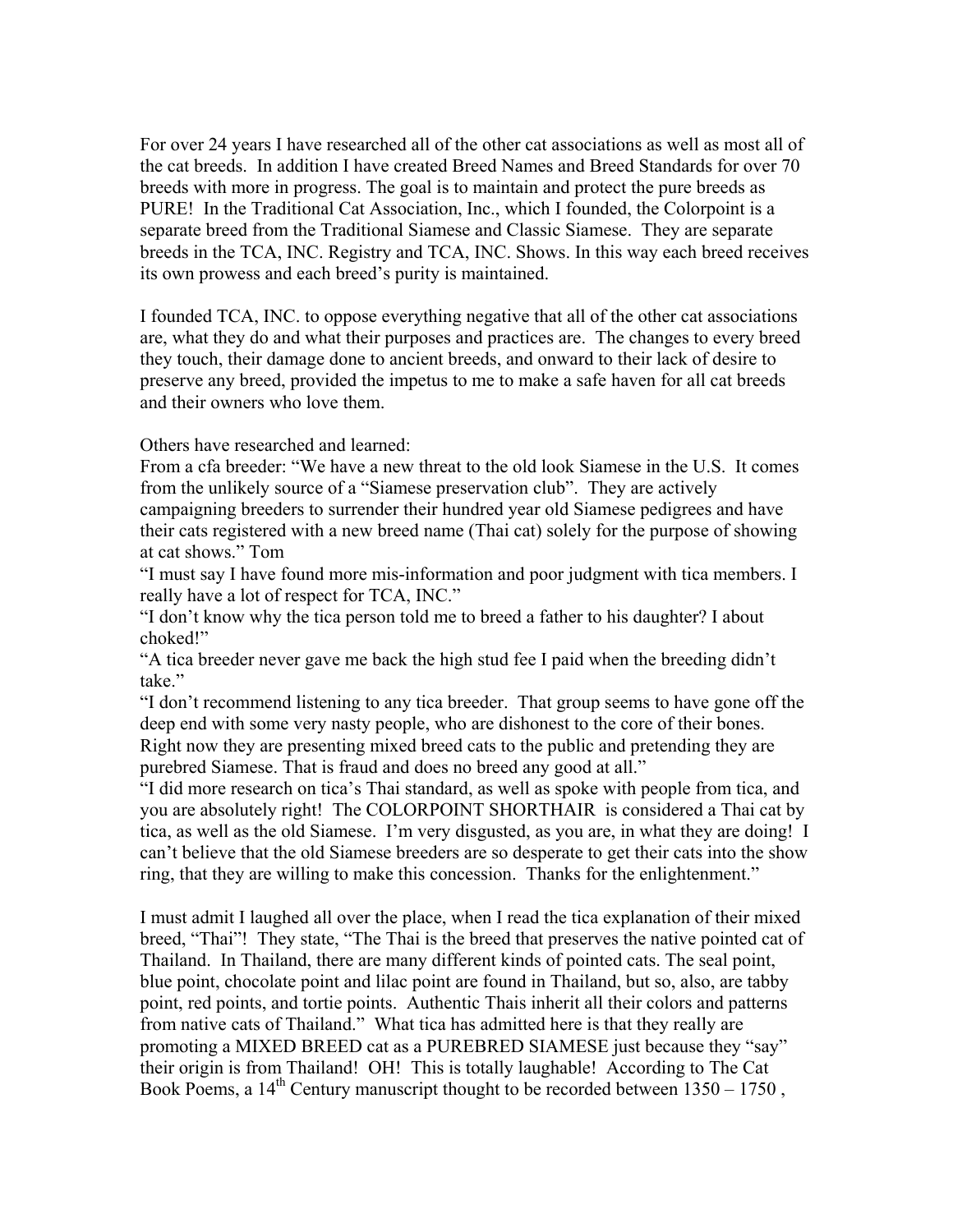For over 24 years I have researched all of the other cat associations as well as most all of the cat breeds. In addition I have created Breed Names and Breed Standards for over 70 breeds with more in progress. The goal is to maintain and protect the pure breeds as PURE! In the Traditional Cat Association, Inc., which I founded, the Colorpoint is a separate breed from the Traditional Siamese and Classic Siamese. They are separate breeds in the TCA, INC. Registry and TCA, INC. Shows. In this way each breed receives its own prowess and each breed's purity is maintained.

I founded TCA, INC. to oppose everything negative that all of the other cat associations are, what they do and what their purposes and practices are. The changes to every breed they touch, their damage done to ancient breeds, and onward to their lack of desire to preserve any breed, provided the impetus to me to make a safe haven for all cat breeds and their owners who love them.

Others have researched and learned:
From a cfa breeder: "We have a new threat to the old look Siamese in the U.S. It comes from the unlikely source of a "Siamese preservation club". They are actively campaigning breeders to surrender their hundred year old Siamese pedigrees and have their cats registered with a new breed name (Thai cat) solely for the purpose of showing at cat shows." Tom
"I must say I have found more mis-information and poor judgment with tica members. I really have a lot of respect for TCA, INC."
"I don't know why the tica person told me to breed a father to his daughter? I about choked!"
"A tica breeder never gave me back the high stud fee I paid when the breeding didn't take."
"I don't recommend listening to any tica breeder. That group seems to have gone off the deep end with some very nasty people, who are dishonest to the core of their bones. Right now they are presenting mixed breed cats to the public and pretending they are purebred Siamese. That is fraud and does no breed any good at all."
"I did more research on tica's Thai standard, as well as spoke with people from tica, and you are absolutely right! The COLORPOINT SHORTHAIR is considered a Thai cat by tica, as well the old Siamese. I'm very disgusted, as you are, in what they are doing! I can't believe that the old Siamese breeders are so desperate to get their cats into the show ring, that they are willing to make this concession. Thanks for the enlightenment."

I must admit I laughed all over the place, when I read the tica explanation of their mixed breed, "Thai"! They state, "The Thai is the breed that preserves the native pointed cat of Thailand. In Thailand, there are many different kinds of pointed cats. The seal point, blue point, chocolate point and lilac point are found in Thailand, but so, also, are tabby point, red points, and tortie points. Authentic Thais inherit all their colors and patterns from native cats of Thailand." What tica has admitted here is that they really are promoting a MIXED BREED cat as a PUREBRED SIAMESE just because they "say" their origin is from Thailand! OH! This is totally laughable! According to The Cat Book Poems, a 14th Century manuscript thought to be recorded between 1350 – 1750 ,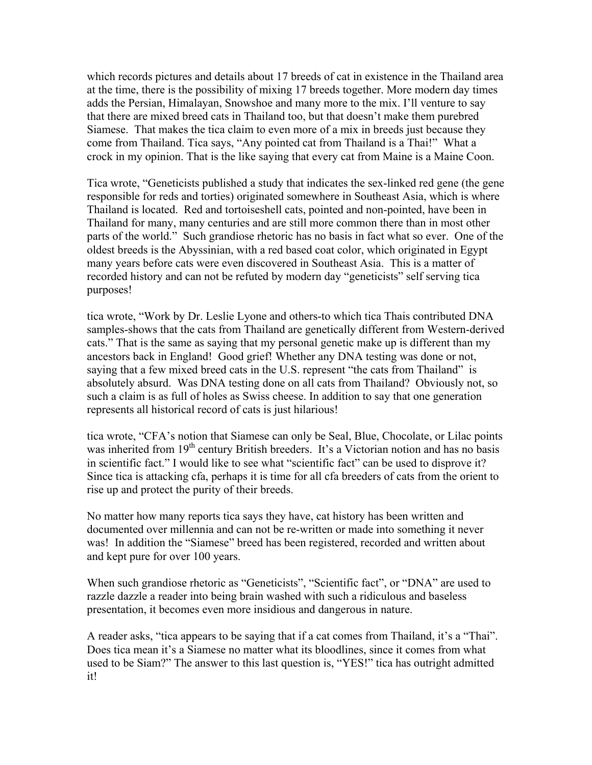which records pictures and details about 17 breeds of cat in existence in the Thailand area at the time, there is the possibility of mixing 17 breeds together. More modern day times adds the Persian, Himalayan, Snowshoe and many more to the mix. I'll venture to say that there are mixed breed cats in Thailand too, but that doesn't make them purebred Siamese. That makes the tica claim to even more of a mix in breeds just because they come from Thailand. Tica says, "Any pointed cat from Thailand is a Thai!" What a crock in my opinion. That is the like saying that every cat from Maine is a Maine Coon.

Tica wrote, "Geneticists published a study that indicates the sex-linked red gene (the gene responsible for reds and torties) originated somewhere in Southeast Asia, which is where Thailand is located. Red and tortoiseshell cats, pointed and non-pointed, have been in Thailand for many, many centuries and are still more common there than in most other parts of the world." Such grandiose rhetoric has no basis in fact what so ever. One of the oldest breeds is the Abyssinian, with a red based coat color, which originated in Egypt many years before cats were even discovered in Southeast Asia. This is a matter of recorded history and can not be refuted by modern day "geneticists" self serving tica purposes!

tica wrote, "Work by Dr. Leslie Lyone and others-to which tica Thais contributed DNA samples-shows that the cats from Thailand are genetically different from Western-derived cats." That is the same as saying that my personal genetic make up is different than my ancestors back in England! Good grief! Whether any DNA testing was done or not, saying that a few mixed breed cats in the U.S. represent "the cats from Thailand" is absolutely absurd. Was DNA testing done on all cats from Thailand? Obviously not, so such a claim is as full of holes as Swiss cheese. In addition to say that one generation represents all historical record of cats is just hilarious!

tica wrote, "CFA's notion that Siamese can only be Seal, Blue, Chocolate, or Lilac points was inherited from 19th century British breeders. It's a Victorian notion and has no basis in scientific fact." I would like to see what "scientific fact" can be used to disprove it? Since tica is attacking cfa, perhaps it is time for all cfa breeders of cats from the orient to rise up and protect the purity of their breeds.

No matter how many reports tica says they have, cat history has been written and documented over millennia and can not be re-written or made into something it never was! In addition the "Siamese" breed has been registered, recorded and written about and kept pure for over 100 years.

When such grandiose rhetoric as "Geneticists", "Scientific fact", or "DNA" are used to razzle dazzle a reader into being brain washed with such a ridiculous and baseless presentation, it becomes even more insidious and dangerous in nature.

A reader asks, "tica appears to be saying that if a cat comes from Thailand, it's a "Thai". Does tica mean it's a Siamese no matter what its bloodlines, since it comes from what used to be Siam?" The answer to this last question is, "YES!" tica has outright admitted it!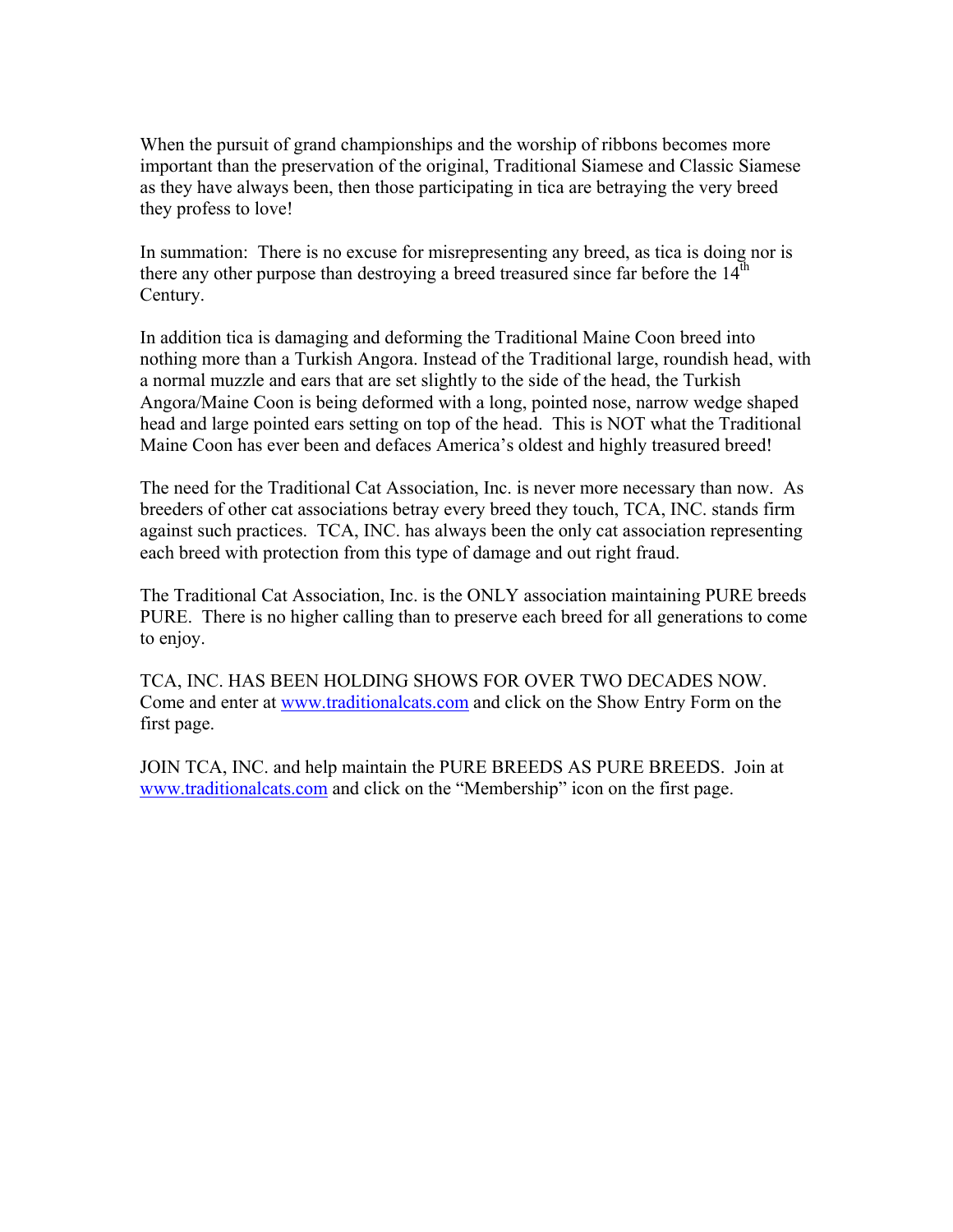When the pursuit of grand championships and the worship of ribbons becomes more important than the preservation of the original, Traditional Siamese and Classic Siamese as they have always been, then those participating in tica are betraying the very breed they profess to love!

In summation: There is no excuse for misrepresenting any breed, as tica is doing nor is there any other purpose than destroying a breed treasured since far before the 14th Century.

In addition tica is damaging and deforming the Traditional Maine Coon breed into nothing more than a Turkish Angora. Instead of the Traditional large, roundish head, with a normal muzzle and ears that are set slightly to the side of the head, the Turkish Angora/Maine Coon is being deformed with a long, pointed nose, narrow wedge shaped head and large pointed ears setting on top of the head. This is NOT what the Traditional Maine Coon has ever been and defaces America's oldest and highly treasured breed!

The need for the Traditional Cat Association, Inc. is never more necessary than now. As breeders of other cat associations betray every breed they touch, TCA, INC. stands firm against such practices. TCA, INC. has always been the only cat association representing each breed with protection from this type of damage and out right fraud.

The Traditional Cat Association, Inc. is the ONLY association maintaining PURE breeds PURE. There is no higher calling than to preserve each breed for all generations to come to enjoy.

TCA, INC. HAS BEEN HOLDING SHOWS FOR OVER TWO DECADES NOW. Come and enter at [www.traditionalcats.com](http://www.traditionalcats.com) and click on the Show Entry Form on the first page.

JOIN TCA, INC. and help maintain the PURE BREEDS AS PURE BREEDS. Join at [www.traditionalcats.com](http://www.traditionalcats.com) and click on the "Membership" icon on the first page.